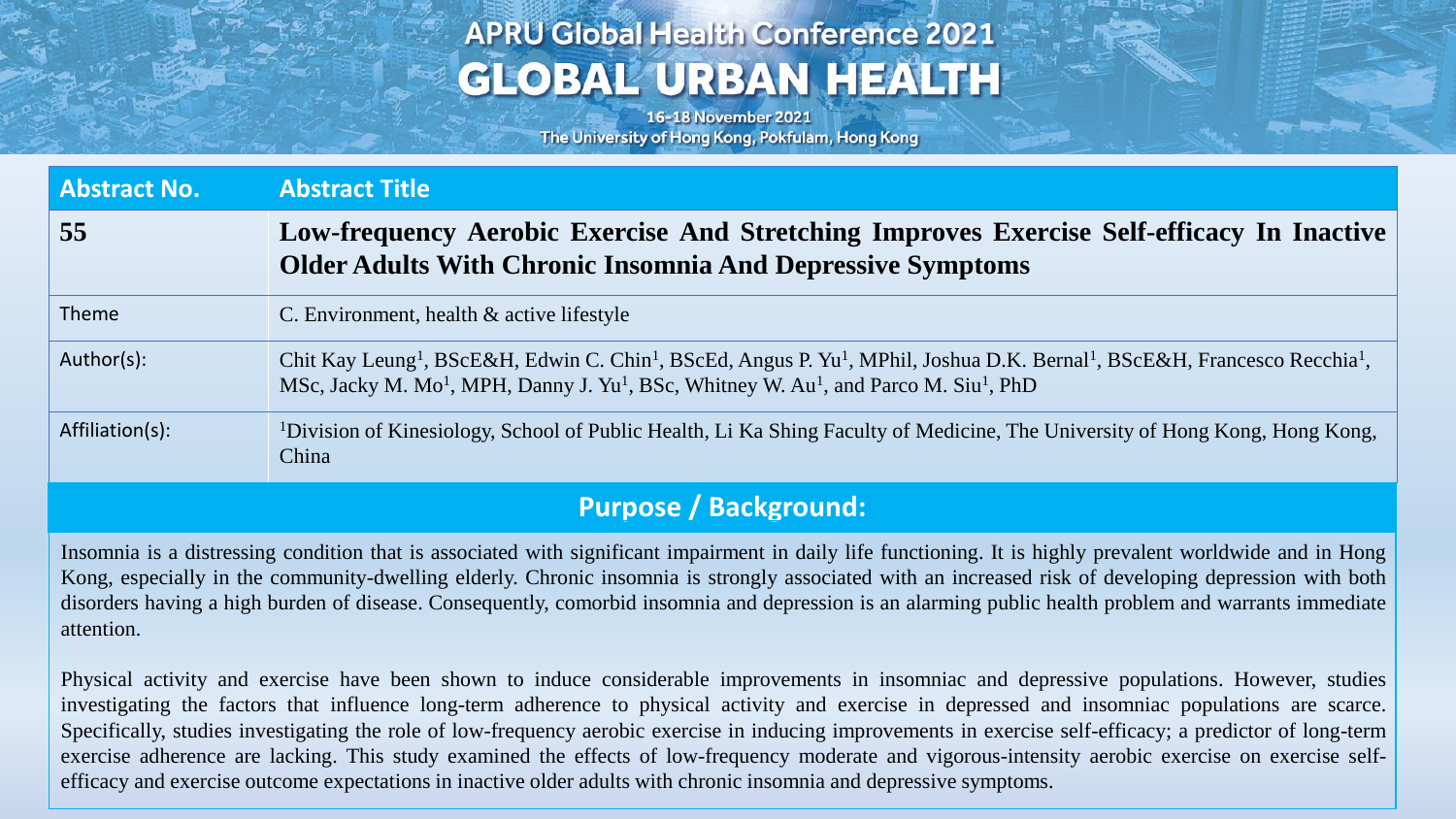# APRU Global Health Conference 2021
# GLOBAL URBAN HEALTH

16-18 November 2021
The University of Hong Kong, Pokfulam, Hong Kong

| Abstract No. | Abstract Title |
| --- | --- |
| **55** | **Low-frequency Aerobic Exercise And Stretching Improves Exercise Self-efficacy In Inactive Older Adults With Chronic Insomnia And Depressive Symptoms** |
| Theme | C. Environment, health & active lifestyle |
| Author(s): | Chit Kay Leung[1], BScE&H, Edwin C. Chin[1], BScEd, Angus P. Yu[1], MPhil, Joshua D.K. Bernal[1], BScE&H, Francesco Recchia[1], MSc, Jacky M. Mo[1], MPH, Danny J. Yu[1], BSc, Whitney W. Au[1], and Parco M. Siu[1], PhD |
| Affiliation(s): | [1]Division of Kinesiology, School of Public Health, Li Ka Shing Faculty of Medicine, The University of Hong Kong, Hong Kong, China |

## Purpose / Background:

Insomnia is a distressing condition that is associated with significant impairment in daily life functioning. It is highly prevalent worldwide and in Hong Kong, especially in the community-dwelling elderly. Chronic insomnia is strongly associated with an increased risk of developing depression with both disorders having a high burden of disease. Consequently, comorbid insomnia and depression is an alarming public health problem and warrants immediate attention.

Physical activity and exercise have been shown to induce considerable improvements in insomniac and depressive populations. However, studies investigating the factors that influence long-term adherence to physical activity and exercise in depressed and insomniac populations are scarce. Specifically, studies investigating the role of low-frequency aerobic exercise in inducing improvements in exercise self-efficacy; a predictor of long-term exercise adherence are lacking. This study examined the effects of low-frequency moderate and vigorous-intensity aerobic exercise on exercise self-efficacy and exercise outcome expectations in inactive older adults with chronic insomnia and depressive symptoms.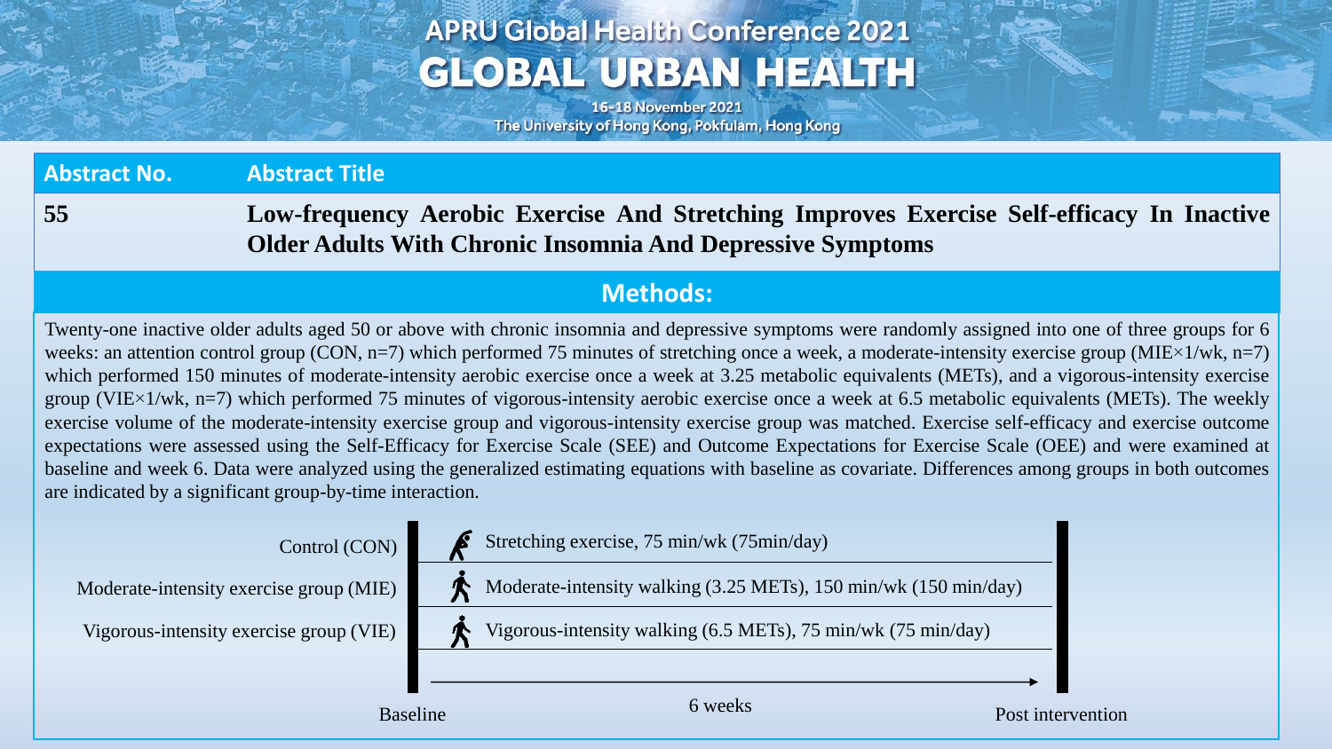| Abstract No. | Abstract Title |
|---|---|
| **55** | **Low-frequency Aerobic Exercise And Stretching Improves Exercise Self-efficacy In Inactive Older Adults With Chronic Insomnia And Depressive Symptoms** |

## Methods:

Twenty-one inactive older adults aged 50 or above with chronic insomnia and depressive symptoms were randomly assigned into one of three groups for 6 weeks: an attention control group (CON, n=7) which performed 75 minutes of stretching once a week, a moderate-intensity exercise group (MIE×1/wk, n=7) which performed 150 minutes of moderate-intensity aerobic exercise once a week at 3.25 metabolic equivalents (METs), and a vigorous-intensity exercise group (VIE×1/wk, n=7) which performed 75 minutes of vigorous-intensity aerobic exercise once a week at 6.5 metabolic equivalents (METs). The weekly exercise volume of the moderate-intensity exercise group and vigorous-intensity exercise group was matched. Exercise self-efficacy and exercise outcome expectations were assessed using the Self-Efficacy for Exercise Scale (SEE) and Outcome Expectations for Exercise Scale (OEE) and were examined at baseline and week 6. Data were analyzed using the generalized estimating equations with baseline as covariate. Differences among groups in both outcomes are indicated by a significant group-by-time interaction.

| Group | Intervention |
|---|---|
| Control (CON) | Stretching exercise, 75 min/wk (75min/day) |
| Moderate-intensity exercise group (MIE) | Moderate-intensity walking (3.25 METs), 150 min/wk (150 min/day) |
| Vigorous-intensity exercise group (VIE) | Vigorous-intensity walking (6.5 METs), 75 min/wk (75 min/day) |

Baseline → 6 weeks → Post intervention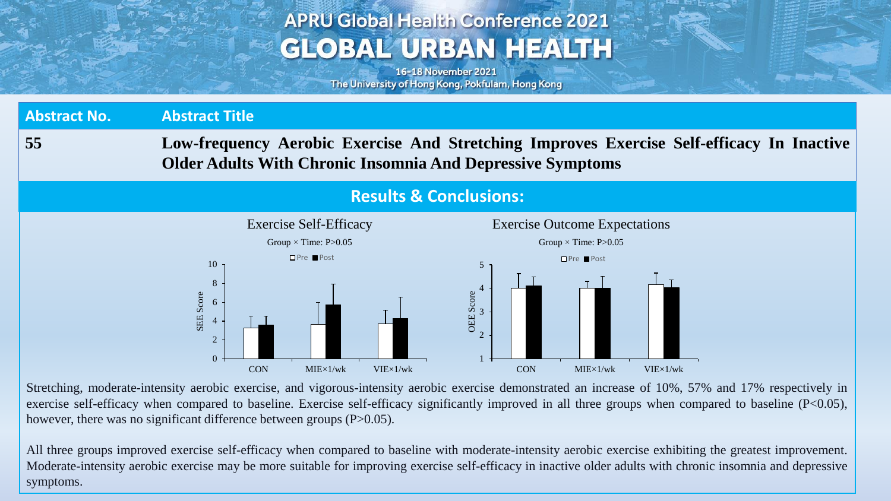| Abstract No. | Abstract Title |
|---|---|
| 55 | **Low-frequency Aerobic Exercise And Stretching Improves Exercise Self-efficacy In Inactive Older Adults With Chronic Insomnia And Depressive Symptoms** |

## Results & Conclusions:

Exercise Self-Efficacy

Group × Time: P>0.05

Pre Post

SEE Score

10
8
6
4
2
0

CON MIE×1/wk VIE×1/wk

Exercise Outcome Expectations

Group × Time: P>0.05

Pre Post

OEE Score

5
4
3
2
1

CON MIE×1/wk VIE×1/wk

Stretching, moderate-intensity aerobic exercise, and vigorous-intensity aerobic exercise demonstrated an increase of 10%, 57% and 17% respectively in exercise self-efficacy when compared to baseline. Exercise self-efficacy significantly improved in all three groups when compared to baseline ($P<0.05$), however, there was no significant difference between groups ($P>0.05$).

All three groups improved exercise self-efficacy when compared to baseline with moderate-intensity aerobic exercise exhibiting the greatest improvement. Moderate-intensity aerobic exercise may be more suitable for improving exercise self-efficacy in inactive older adults with chronic insomnia and depressive symptoms.